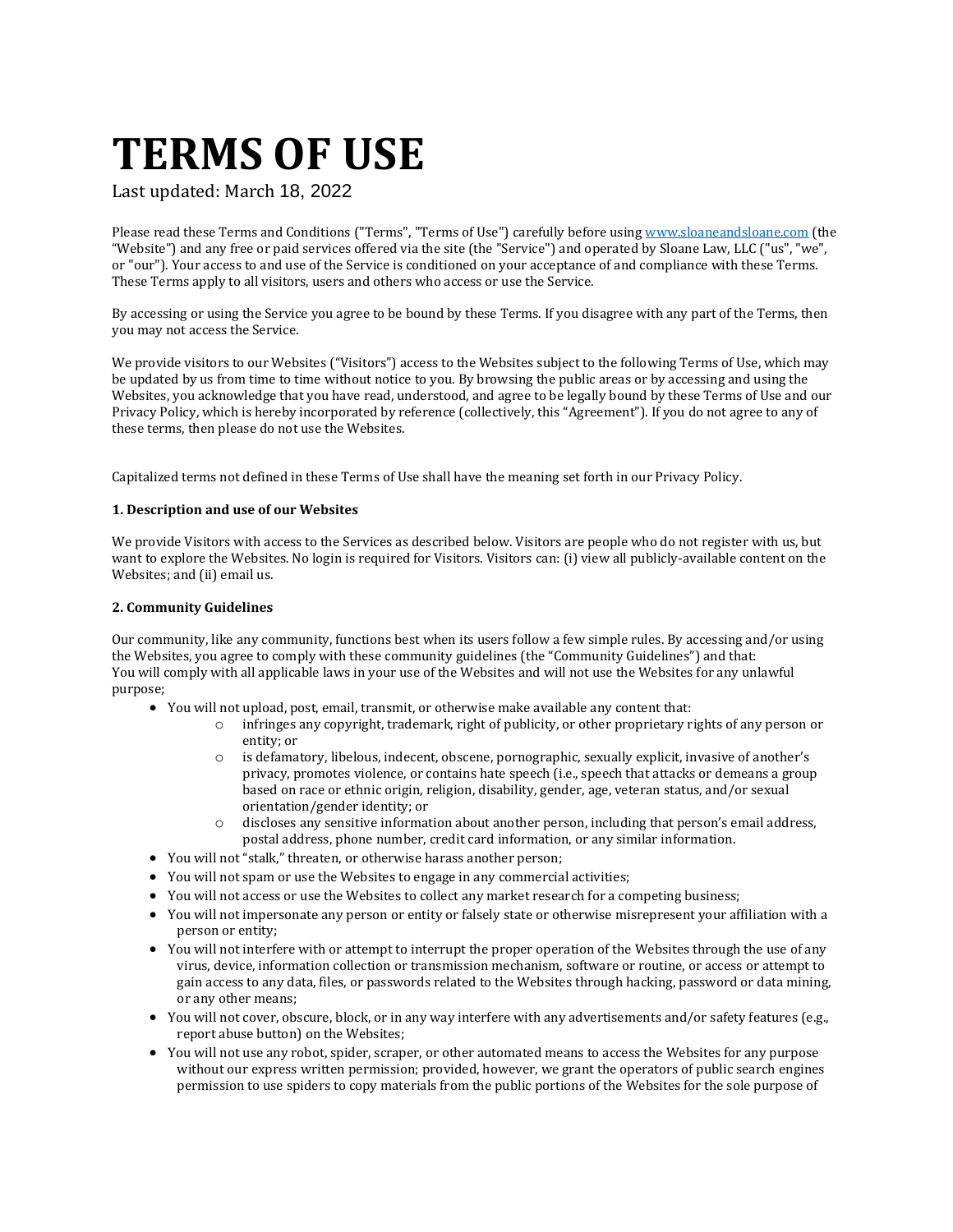# TERMS OF USE

Last updated: March 18, 2022

Please read these Terms and Conditions ("Terms", "Terms of Use") carefully before using [www.sloaneandsloane.com](www.sloaneandsloane.com) (the "Website") and any free or paid services offered via the site (the "Service") and operated by Sloane Law, LLC ("us", "we", or "our"). Your access to and use of the Service is conditioned on your acceptance of and compliance with these Terms. These Terms apply to all visitors, users and others who access or use the Service.

By accessing or using the Service you agree to be bound by these Terms. If you disagree with any part of the Terms, then you may not access the Service.

We provide visitors to our Websites ("Visitors") access to the Websites subject to the following Terms of Use, which may be updated by us from time to time without notice to you. By browsing the public areas or by accessing and using the Websites, you acknowledge that you have read, understood, and agree to be legally bound by these Terms of Use and our Privacy Policy, which is hereby incorporated by reference (collectively, this "Agreement"). If you do not agree to any of these terms, then please do not use the Websites.

Capitalized terms not defined in these Terms of Use shall have the meaning set forth in our Privacy Policy.

**1. Description and use of our Websites**

We provide Visitors with access to the Services as described below. Visitors are people who do not register with us, but want to explore the Websites. No login is required for Visitors. Visitors can: (i) view all publicly-available content on the Websites; and (ii) email us.

**2. Community Guidelines**

Our community, like any community, functions best when its users follow a few simple rules. By accessing and/or using the Websites, you agree to comply with these community guidelines (the "Community Guidelines") and that:
You will comply with all applicable laws in your use of the Websites and will not use the Websites for any unlawful purpose;

- You will not upload, post, email, transmit, or otherwise make available any content that:
  - infringes any copyright, trademark, right of publicity, or other proprietary rights of any person or entity; or
  - is defamatory, libelous, indecent, obscene, pornographic, sexually explicit, invasive of another's privacy, promotes violence, or contains hate speech (i.e., speech that attacks or demeans a group based on race or ethnic origin, religion, disability, gender, age, veteran status, and/or sexual orientation/gender identity; or
  - discloses any sensitive information about another person, including that person's email address, postal address, phone number, credit card information, or any similar information.
- You will not "stalk," threaten, or otherwise harass another person;
- You will not spam or use the Websites to engage in any commercial activities;
- You will not access or use the Websites to collect any market research for a competing business;
- You will not impersonate any person or entity or falsely state or otherwise misrepresent your affiliation with a person or entity;
- You will not interfere with or attempt to interrupt the proper operation of the Websites through the use of any virus, device, information collection or transmission mechanism, software or routine, or access or attempt to gain access to any data, files, or passwords related to the Websites through hacking, password or data mining, or any other means;
- You will not cover, obscure, block, or in any way interfere with any advertisements and/or safety features (e.g., report abuse button) on the Websites;
- You will not use any robot, spider, scraper, or other automated means to access the Websites for any purpose without our express written permission; provided, however, we grant the operators of public search engines permission to use spiders to copy materials from the public portions of the Websites for the sole purpose of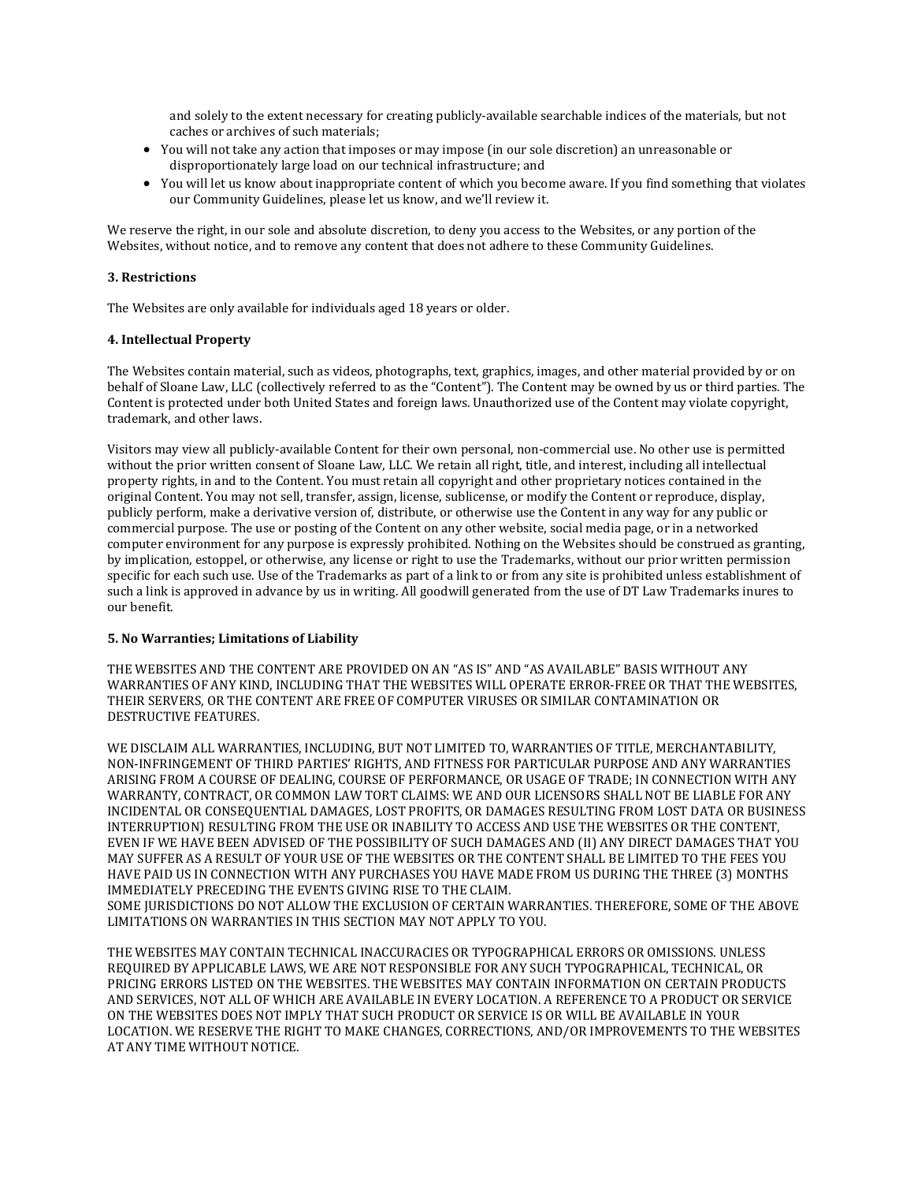and solely to the extent necessary for creating publicly-available searchable indices of the materials, but not caches or archives of such materials;

- You will not take any action that imposes or may impose (in our sole discretion) an unreasonable or disproportionately large load on our technical infrastructure; and
- You will let us know about inappropriate content of which you become aware. If you find something that violates our Community Guidelines, please let us know, and we'll review it.

We reserve the right, in our sole and absolute discretion, to deny you access to the Websites, or any portion of the Websites, without notice, and to remove any content that does not adhere to these Community Guidelines.

**3. Restrictions**

The Websites are only available for individuals aged 18 years or older.

**4. Intellectual Property**

The Websites contain material, such as videos, photographs, text, graphics, images, and other material provided by or on behalf of Sloane Law, LLC (collectively referred to as the "Content"). The Content may be owned by us or third parties. The Content is protected under both United States and foreign laws. Unauthorized use of the Content may violate copyright, trademark, and other laws.

Visitors may view all publicly-available Content for their own personal, non-commercial use. No other use is permitted without the prior written consent of Sloane Law, LLC. We retain all right, title, and interest, including all intellectual property rights, in and to the Content. You must retain all copyright and other proprietary notices contained in the original Content. You may not sell, transfer, assign, license, sublicense, or modify the Content or reproduce, display, publicly perform, make a derivative version of, distribute, or otherwise use the Content in any way for any public or commercial purpose. The use or posting of the Content on any other website, social media page, or in a networked computer environment for any purpose is expressly prohibited. Nothing on the Websites should be construed as granting, by implication, estoppel, or otherwise, any license or right to use the Trademarks, without our prior written permission specific for each such use. Use of the Trademarks as part of a link to or from any site is prohibited unless establishment of such a link is approved in advance by us in writing. All goodwill generated from the use of DT Law Trademarks inures to our benefit.

**5. No Warranties; Limitations of Liability**

THE WEBSITES AND THE CONTENT ARE PROVIDED ON AN "AS IS" AND "AS AVAILABLE" BASIS WITHOUT ANY WARRANTIES OF ANY KIND, INCLUDING THAT THE WEBSITES WILL OPERATE ERROR-FREE OR THAT THE WEBSITES, THEIR SERVERS, OR THE CONTENT ARE FREE OF COMPUTER VIRUSES OR SIMILAR CONTAMINATION OR DESTRUCTIVE FEATURES.

WE DISCLAIM ALL WARRANTIES, INCLUDING, BUT NOT LIMITED TO, WARRANTIES OF TITLE, MERCHANTABILITY, NON-INFRINGEMENT OF THIRD PARTIES' RIGHTS, AND FITNESS FOR PARTICULAR PURPOSE AND ANY WARRANTIES ARISING FROM A COURSE OF DEALING, COURSE OF PERFORMANCE, OR USAGE OF TRADE; IN CONNECTION WITH ANY WARRANTY, CONTRACT, OR COMMON LAW TORT CLAIMS: WE AND OUR LICENSORS SHALL NOT BE LIABLE FOR ANY INCIDENTAL OR CONSEQUENTIAL DAMAGES, LOST PROFITS, OR DAMAGES RESULTING FROM LOST DATA OR BUSINESS INTERRUPTION) RESULTING FROM THE USE OR INABILITY TO ACCESS AND USE THE WEBSITES OR THE CONTENT, EVEN IF WE HAVE BEEN ADVISED OF THE POSSIBILITY OF SUCH DAMAGES AND (II) ANY DIRECT DAMAGES THAT YOU MAY SUFFER AS A RESULT OF YOUR USE OF THE WEBSITES OR THE CONTENT SHALL BE LIMITED TO THE FEES YOU HAVE PAID US IN CONNECTION WITH ANY PURCHASES YOU HAVE MADE FROM US DURING THE THREE (3) MONTHS IMMEDIATELY PRECEDING THE EVENTS GIVING RISE TO THE CLAIM.
SOME JURISDICTIONS DO NOT ALLOW THE EXCLUSION OF CERTAIN WARRANTIES. THEREFORE, SOME OF THE ABOVE LIMITATIONS ON WARRANTIES IN THIS SECTION MAY NOT APPLY TO YOU.

THE WEBSITES MAY CONTAIN TECHNICAL INACCURACIES OR TYPOGRAPHICAL ERRORS OR OMISSIONS. UNLESS REQUIRED BY APPLICABLE LAWS, WE ARE NOT RESPONSIBLE FOR ANY SUCH TYPOGRAPHICAL, TECHNICAL, OR PRICING ERRORS LISTED ON THE WEBSITES. THE WEBSITES MAY CONTAIN INFORMATION ON CERTAIN PRODUCTS AND SERVICES, NOT ALL OF WHICH ARE AVAILABLE IN EVERY LOCATION. A REFERENCE TO A PRODUCT OR SERVICE ON THE WEBSITES DOES NOT IMPLY THAT SUCH PRODUCT OR SERVICE IS OR WILL BE AVAILABLE IN YOUR LOCATION. WE RESERVE THE RIGHT TO MAKE CHANGES, CORRECTIONS, AND/OR IMPROVEMENTS TO THE WEBSITES AT ANY TIME WITHOUT NOTICE.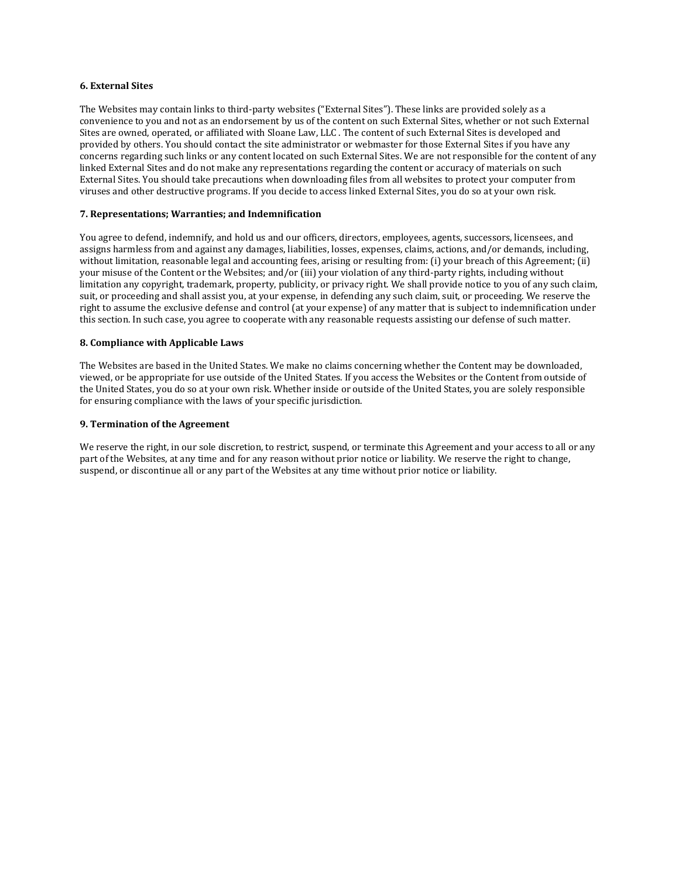**6. External Sites**

The Websites may contain links to third-party websites ("External Sites"). These links are provided solely as a convenience to you and not as an endorsement by us of the content on such External Sites, whether or not such External Sites are owned, operated, or affiliated with Sloane Law, LLC . The content of such External Sites is developed and provided by others. You should contact the site administrator or webmaster for those External Sites if you have any concerns regarding such links or any content located on such External Sites. We are not responsible for the content of any linked External Sites and do not make any representations regarding the content or accuracy of materials on such External Sites. You should take precautions when downloading files from all websites to protect your computer from viruses and other destructive programs. If you decide to access linked External Sites, you do so at your own risk.

**7. Representations; Warranties; and Indemnification**

You agree to defend, indemnify, and hold us and our officers, directors, employees, agents, successors, licensees, and assigns harmless from and against any damages, liabilities, losses, expenses, claims, actions, and/or demands, including, without limitation, reasonable legal and accounting fees, arising or resulting from: (i) your breach of this Agreement; (ii) your misuse of the Content or the Websites; and/or (iii) your violation of any third-party rights, including without limitation any copyright, trademark, property, publicity, or privacy right. We shall provide notice to you of any such claim, suit, or proceeding and shall assist you, at your expense, in defending any such claim, suit, or proceeding. We reserve the right to assume the exclusive defense and control (at your expense) of any matter that is subject to indemnification under this section. In such case, you agree to cooperate with any reasonable requests assisting our defense of such matter.

**8. Compliance with Applicable Laws**

The Websites are based in the United States. We make no claims concerning whether the Content may be downloaded, viewed, or be appropriate for use outside of the United States. If you access the Websites or the Content from outside of the United States, you do so at your own risk. Whether inside or outside of the United States, you are solely responsible for ensuring compliance with the laws of your specific jurisdiction.

**9. Termination of the Agreement**

We reserve the right, in our sole discretion, to restrict, suspend, or terminate this Agreement and your access to all or any part of the Websites, at any time and for any reason without prior notice or liability. We reserve the right to change, suspend, or discontinue all or any part of the Websites at any time without prior notice or liability.